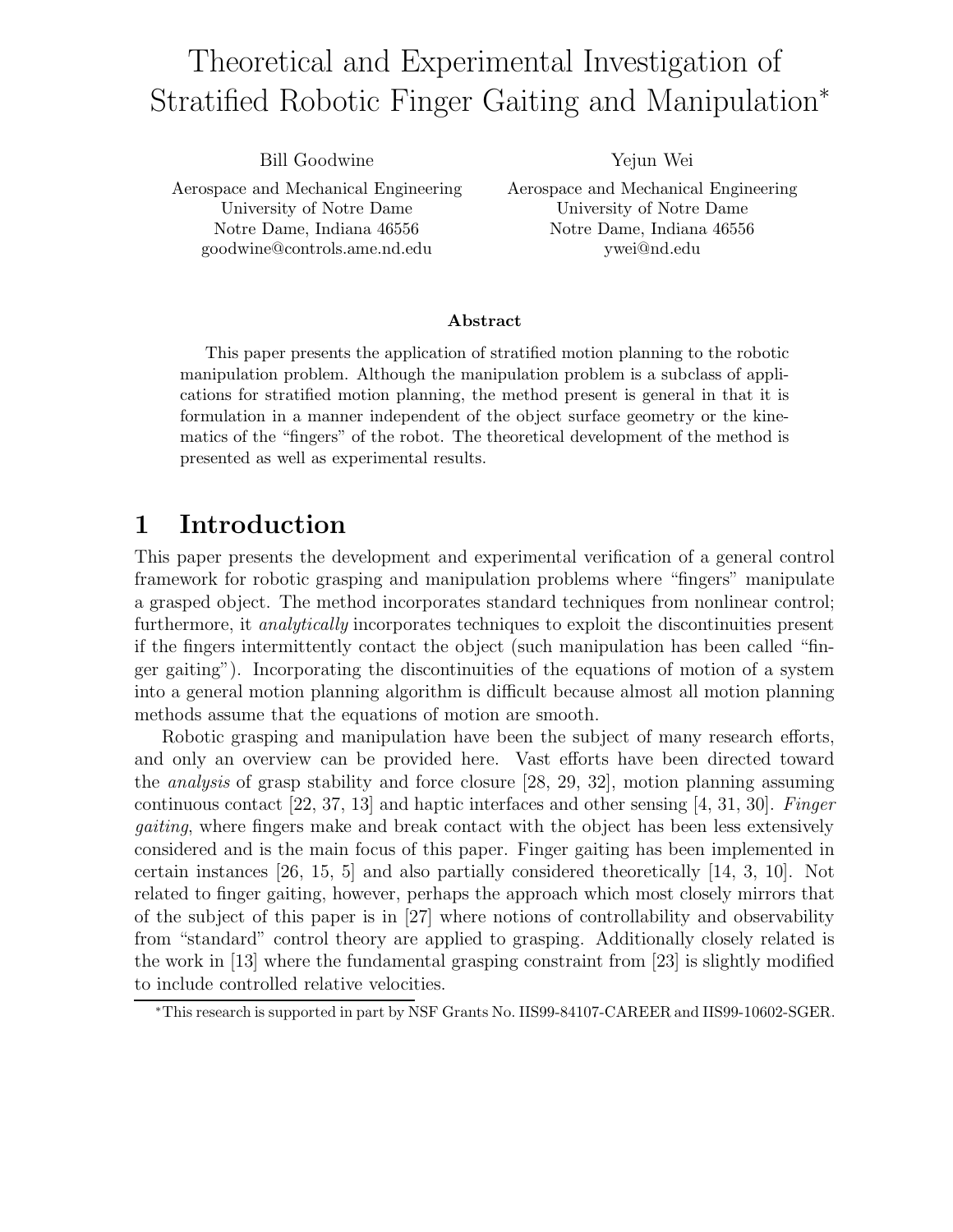# Theoretical and Experimental Investigation of Stratified Robotic Finger Gaiting and Manipulation*

Bill Goodwine
Aerospace and Mechanical Engineering
University of Notre Dame
Notre Dame, Indiana 46556
goodwine@controls.ame.nd.edu

Yejun Wei
Aerospace and Mechanical Engineering
University of Notre Dame
Notre Dame, Indiana 46556
ywei@nd.edu

**Abstract**

This paper presents the application of stratified motion planning to the robotic manipulation problem. Although the manipulation problem is a subclass of applications for stratified motion planning, the method present is general in that it is formulation in a manner independent of the object surface geometry or the kinematics of the "fingers" of the robot. The theoretical development of the method is presented as well as experimental results.

## 1 Introduction

This paper presents the development and experimental verification of a general control framework for robotic grasping and manipulation problems where "fingers" manipulate a grasped object. The method incorporates standard techniques from nonlinear control; furthermore, it *analytically* incorporates techniques to exploit the discontinuities present if the fingers intermittently contact the object (such manipulation has been called "finger gaiting"). Incorporating the discontinuities of the equations of motion of a system into a general motion planning algorithm is difficult because almost all motion planning methods assume that the equations of motion are smooth.

Robotic grasping and manipulation have been the subject of many research efforts, and only an overview can be provided here. Vast efforts have been directed toward the *analysis* of grasp stability and force closure [28, 29, 32], motion planning assuming continuous contact [22, 37, 13] and haptic interfaces and other sensing [4, 31, 30]. *Finger gaiting*, where fingers make and break contact with the object has been less extensively considered and is the main focus of this paper. Finger gaiting has been implemented in certain instances [26, 15, 5] and also partially considered theoretically [14, 3, 10]. Not related to finger gaiting, however, perhaps the approach which most closely mirrors that of the subject of this paper is in [27] where notions of controllability and observability from "standard" control theory are applied to grasping. Additionally closely related is the work in [13] where the fundamental grasping constraint from [23] is slightly modified to include controlled relative velocities.

*This research is supported in part by NSF Grants No. IIS99-84107-CAREER and IIS99-10602-SGER.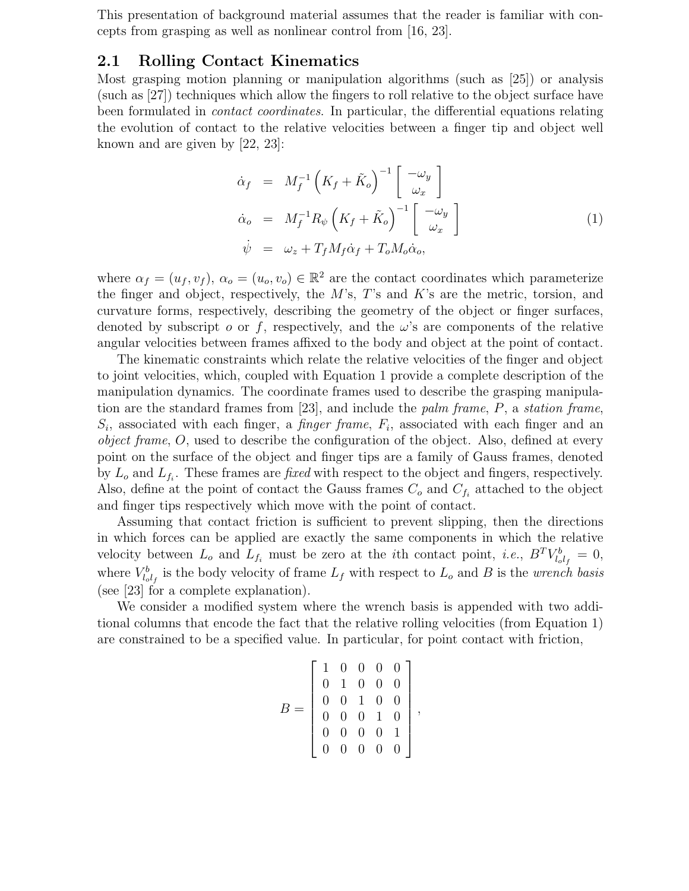This presentation of background material assumes that the reader is familiar with concepts from grasping as well as nonlinear control from [16, 23].

## 2.1 Rolling Contact Kinematics

Most grasping motion planning or manipulation algorithms (such as [25]) or analysis (such as [27]) techniques which allow the fingers to roll relative to the object surface have been formulated in *contact coordinates*. In particular, the differential equations relating the evolution of contact to the relative velocities between a finger tip and object well known and are given by [22, 23]:

$$
\begin{aligned}
\dot{\alpha}_f &= M_f^{-1} \left( K_f + \tilde{K}_o \right)^{-1} \begin{bmatrix} -\omega_y \\ \omega_x \end{bmatrix} \\
\dot{\alpha}_o &= M_f^{-1} R_\psi \left( K_f + \tilde{K}_o \right)^{-1} \begin{bmatrix} -\omega_y \\ \omega_x \end{bmatrix} \\
\dot{\psi} &= \omega_z + T_f M_f \dot{\alpha}_f + T_o M_o \dot{\alpha}_o,
\end{aligned}
\tag{1}
$$

where $\alpha_f = (u_f, v_f)$, $\alpha_o = (u_o, v_o) \in \mathbb{R}^2$ are the contact coordinates which parameterize the finger and object, respectively, the $M$'s, $T$'s and $K$'s are the metric, torsion, and curvature forms, respectively, describing the geometry of the object or finger surfaces, denoted by subscript $o$ or $f$, respectively, and the $\omega$'s are components of the relative angular velocities between frames affixed to the body and object at the point of contact.

The kinematic constraints which relate the relative velocities of the finger and object to joint velocities, which, coupled with Equation 1 provide a complete description of the manipulation dynamics. The coordinate frames used to describe the grasping manipulation are the standard frames from [23], and include the *palm frame*, $P$, a *station frame*, $S_i$, associated with each finger, a *finger frame*, $F_i$, associated with each finger and an *object frame*, $O$, used to describe the configuration of the object. Also, defined at every point on the surface of the object and finger tips are a family of Gauss frames, denoted by $L_o$ and $L_{f_i}$. These frames are *fixed* with respect to the object and fingers, respectively. Also, define at the point of contact the Gauss frames $C_o$ and $C_{f_i}$ attached to the object and finger tips respectively which move with the point of contact.

Assuming that contact friction is sufficient to prevent slipping, then the directions in which forces can be applied are exactly the same components in which the relative velocity between $L_o$ and $L_{f_i}$ must be zero at the $i$th contact point, *i.e.*, $B^T V^b_{l_o l_f} = 0$, where $V^b_{l_o l_f}$ is the body velocity of frame $L_f$ with respect to $L_o$ and $B$ is the *wrench basis* (see [23] for a complete explanation).

We consider a modified system where the wrench basis is appended with two additional columns that encode the fact that the relative rolling velocities (from Equation 1) are constrained to be a specified value. In particular, for point contact with friction,

$$
B = \begin{bmatrix} 1 & 0 & 0 & 0 & 0 \\ 0 & 1 & 0 & 0 & 0 \\ 0 & 0 & 1 & 0 & 0 \\ 0 & 0 & 0 & 1 & 0 \\ 0 & 0 & 0 & 0 & 1 \\ 0 & 0 & 0 & 0 & 0 \end{bmatrix},
$$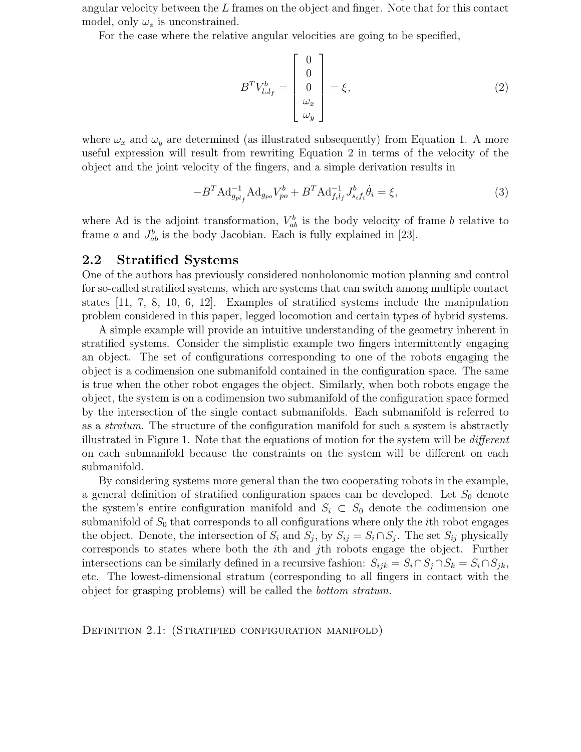angular velocity between the $L$ frames on the object and finger. Note that for this contact model, only $\omega_z$ is unconstrained.

For the case where the relative angular velocities are going to be specified,

$$B^T V^b_{l_o l_f} = \begin{bmatrix} 0 \\ 0 \\ 0 \\ \omega_x \\ \omega_y \end{bmatrix} = \xi, \tag{2}$$

where $\omega_x$ and $\omega_y$ are determined (as illustrated subsequently) from Equation 1. A more useful expression will result from rewriting Equation 2 in terms of the velocity of the object and the joint velocity of the fingers, and a simple derivation results in

$$-B^T \text{Ad}^{-1}_{g_{pl_f}} \text{Ad}_{g_{po}} V^b_{po} + B^T \text{Ad}^{-1}_{f_i l_f} J^b_{s_i f_i} \dot{\theta}_i = \xi, \tag{3}$$

where Ad is the adjoint transformation, $V^b_{ab}$ is the body velocity of frame $b$ relative to frame $a$ and $J^b_{ab}$ is the body Jacobian. Each is fully explained in [23].

## 2.2 Stratified Systems

One of the authors has previously considered nonholonomic motion planning and control for so-called stratified systems, which are systems that can switch among multiple contact states [11, 7, 8, 10, 6, 12]. Examples of stratified systems include the manipulation problem considered in this paper, legged locomotion and certain types of hybrid systems.

A simple example will provide an intuitive understanding of the geometry inherent in stratified systems. Consider the simplistic example two fingers intermittently engaging an object. The set of configurations corresponding to one of the robots engaging the object is a codimension one submanifold contained in the configuration space. The same is true when the other robot engages the object. Similarly, when both robots engage the object, the system is on a codimension two submanifold of the configuration space formed by the intersection of the single contact submanifolds. Each submanifold is referred to as a *stratum*. The structure of the configuration manifold for such a system is abstractly illustrated in Figure 1. Note that the equations of motion for the system will be *different* on each submanifold because the constraints on the system will be different on each submanifold.

By considering systems more general than the two cooperating robots in the example, a general definition of stratified configuration spaces can be developed. Let $S_0$ denote the system's entire configuration manifold and $S_i \subset S_0$ denote the codimension one submanifold of $S_0$ that corresponds to all configurations where only the $i$th robot engages the object. Denote, the intersection of $S_i$ and $S_j$, by $S_{ij} = S_i \cap S_j$. The set $S_{ij}$ physically corresponds to states where both the $i$th and $j$th robots engage the object. Further intersections can be similarly defined in a recursive fashion: $S_{ijk} = S_i \cap S_j \cap S_k = S_i \cap S_{jk}$, etc. The lowest-dimensional stratum (corresponding to all fingers in contact with the object for grasping problems) will be called the *bottom stratum.*

DEFINITION 2.1: (STRATIFIED CONFIGURATION MANIFOLD)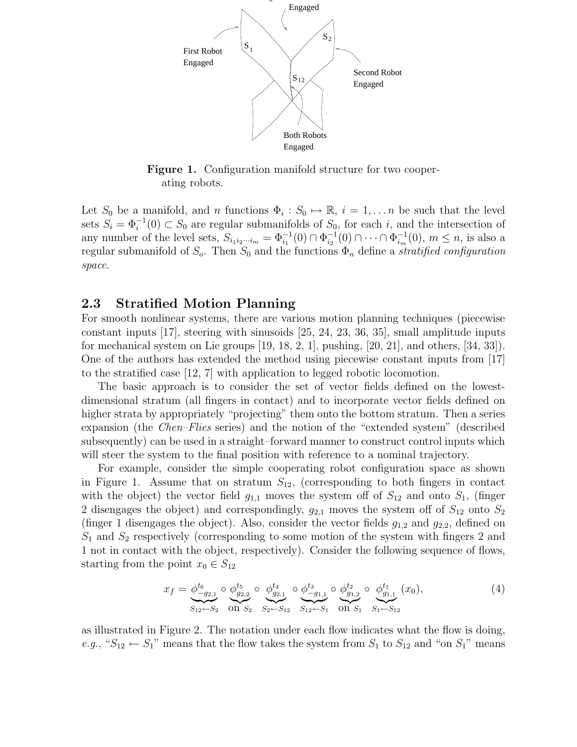Figure 1. Configuration manifold structure for two cooperating robots.

Let $S_0$ be a manifold, and $n$ functions $\Phi_i : S_0 \mapsto \mathbb{R}$, $i = 1, \ldots n$ be such that the level sets $S_i = \Phi_i^{-1}(0) \subset S_0$ are regular submanifolds of $S_0$, for each $i$, and the intersection of any number of the level sets, $S_{i_1 i_2 \cdots i_m} = \Phi_{i_1}^{-1}(0) \cap \Phi_{i_2}^{-1}(0) \cap \cdots \cap \Phi_{i_m}^{-1}(0)$, $m \leq n$, is also a regular submanifold of $S_o$. Then $S_0$ and the functions $\Phi_n$ define a *stratified configuration space*.

## 2.3 Stratified Motion Planning

For smooth nonlinear systems, there are various motion planning techniques (piecewise constant inputs [17], steering with sinusoids [25, 24, 23, 36, 35], small amplitude inputs for mechanical system on Lie groups [19, 18, 2, 1], pushing, [20, 21], and others, [34, 33]). One of the authors has extended the method using piecewise constant inputs from [17] to the stratified case [12, 7] with application to legged robotic locomotion.

The basic approach is to consider the set of vector fields defined on the lowest-dimensional stratum (all fingers in contact) and to incorporate vector fields defined on higher strata by appropriately "projecting" them onto the bottom stratum. Then a series expansion (the *Chen–Flies* series) and the notion of the "extended system" (described subsequently) can be used in a straight–forward manner to construct control inputs which will steer the system to the final position with reference to a nominal trajectory.

For example, consider the simple cooperating robot configuration space as shown in Figure 1. Assume that on stratum $S_{12}$, (corresponding to both fingers in contact with the object) the vector field $g_{1,1}$ moves the system off of $S_{12}$ and onto $S_1$, (finger 2 disengages the object) and correspondingly, $g_{2,1}$ moves the system off of $S_{12}$ onto $S_2$ (finger 1 disengages the object). Also, consider the vector fields $g_{1,2}$ and $g_{2,2}$, defined on $S_1$ and $S_2$ respectively (corresponding to some motion of the system with fingers 2 and 1 not in contact with the object, respectively). Consider the following sequence of flows, starting from the point $x_0 \in S_{12}$

$$x_f = \underbrace{\phi^{t_6}_{-g_{2,1}}}_{S_{12} \leftarrow S_2} \circ \underbrace{\phi^{t_5}_{g_{2,2}}}_{\text{on } S_2} \circ \underbrace{\phi^{t_4}_{g_{2,1}}}_{S_2 \leftarrow S_{12}} \circ \underbrace{\phi^{t_3}_{-g_{1,1}}}_{S_{12} \leftarrow S_1} \circ \underbrace{\phi^{t_2}_{g_{1,2}}}_{\text{on } S_1} \circ \underbrace{\phi^{t_1}_{g_{1,1}}}_{S_1 \leftarrow S_{12}} (x_0), \tag{4}$$

as illustrated in Figure 2. The notation under each flow indicates what the flow is doing, *e.g.*, "$S_{12} \leftarrow S_1$" means that the flow takes the system from $S_1$ to $S_{12}$ and "on $S_1$" means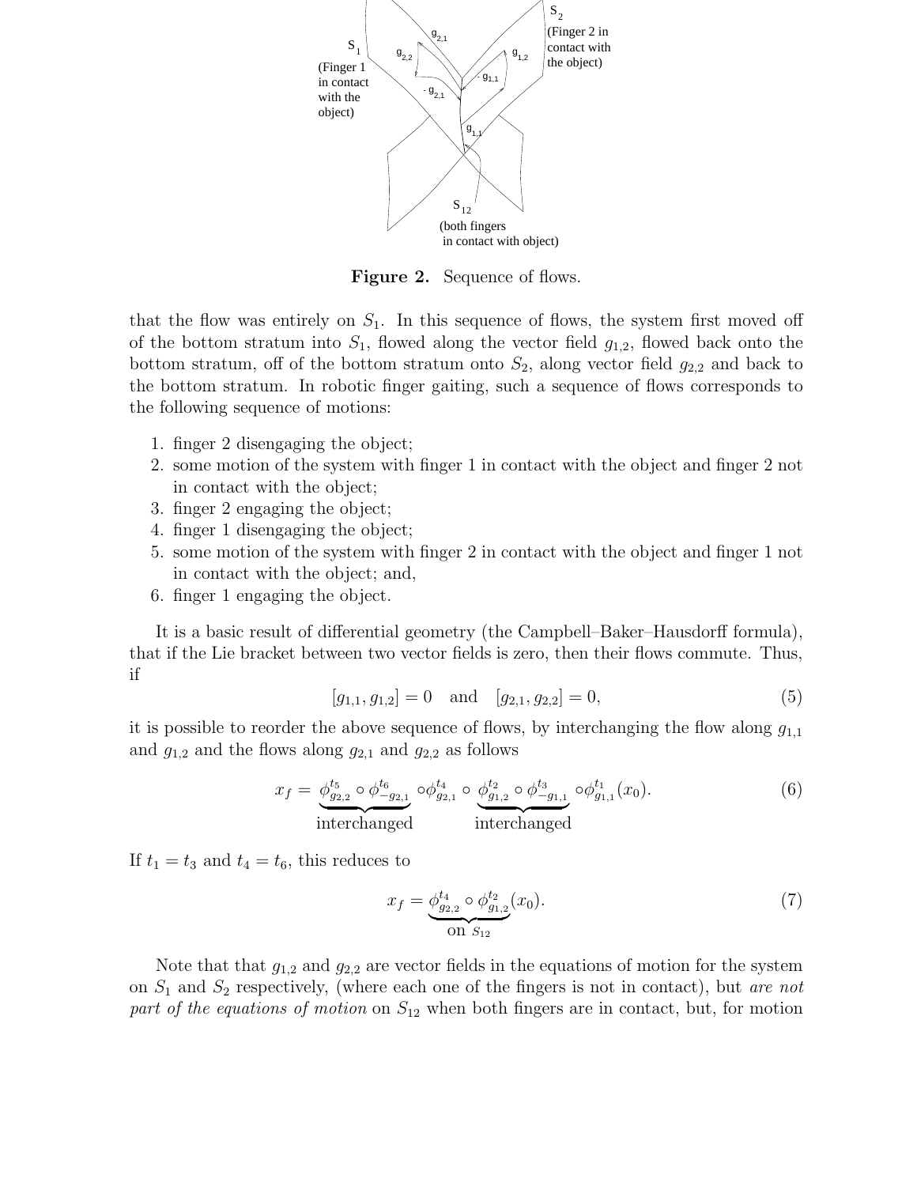**Figure 2.** Sequence of flows.

that the flow was entirely on $S_1$. In this sequence of flows, the system first moved off of the bottom stratum into $S_1$, flowed along the vector field $g_{1,2}$, flowed back onto the bottom stratum, off of the bottom stratum onto $S_2$, along vector field $g_{2,2}$ and back to the bottom stratum. In robotic finger gaiting, such a sequence of flows corresponds to the following sequence of motions:

1. finger 2 disengaging the object;
2. some motion of the system with finger 1 in contact with the object and finger 2 not in contact with the object;
3. finger 2 engaging the object;
4. finger 1 disengaging the object;
5. some motion of the system with finger 2 in contact with the object and finger 1 not in contact with the object; and,
6. finger 1 engaging the object.

It is a basic result of differential geometry (the Campbell–Baker–Hausdorff formula), that if the Lie bracket between two vector fields is zero, then their flows commute. Thus, if

$$[g_{1,1}, g_{1,2}] = 0 \quad \text{and} \quad [g_{2,1}, g_{2,2}] = 0, \tag{5}$$

it is possible to reorder the above sequence of flows, by interchanging the flow along $g_{1,1}$ and $g_{1,2}$ and the flows along $g_{2,1}$ and $g_{2,2}$ as follows

$$x_f = \underbrace{\phi^{t_5}_{g_{2,2}} \circ \phi^{t_6}_{-g_{2,1}}}_{\text{interchanged}} \circ \phi^{t_4}_{g_{2,1}} \circ \underbrace{\phi^{t_2}_{g_{1,2}} \circ \phi^{t_3}_{-g_{1,1}}}_{\text{interchanged}} \circ \phi^{t_1}_{g_{1,1}}(x_0). \tag{6}$$

If $t_1 = t_3$ and $t_4 = t_6$, this reduces to

$$x_f = \underbrace{\phi^{t_4}_{g_{2,2}} \circ \phi^{t_2}_{g_{1,2}}}_{\text{on } S_{12}}(x_0). \tag{7}$$

Note that that $g_{1,2}$ and $g_{2,2}$ are vector fields in the equations of motion for the system on $S_1$ and $S_2$ respectively, (where each one of the fingers is not in contact), but *are not part of the equations of motion* on $S_{12}$ when both fingers are in contact, but, for motion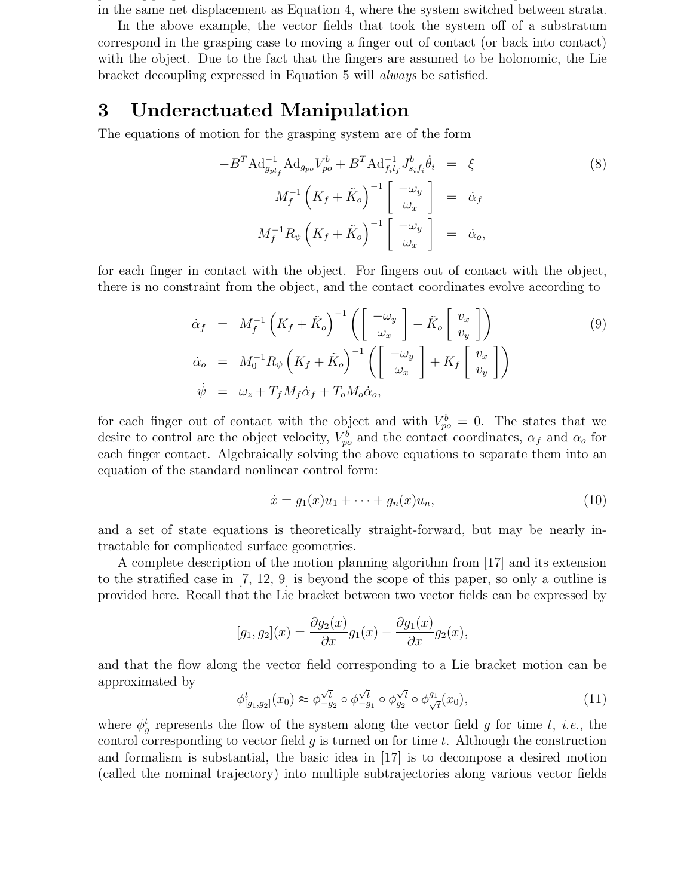in the same net displacement as Equation 4, where the system switched between strata.

In the above example, the vector fields that took the system off of a substratum correspond in the grasping case to moving a finger out of contact (or back into contact) with the object. Due to the fact that the fingers are assumed to be holonomic, the Lie bracket decoupling expressed in Equation 5 will *always* be satisfied.

# 3 Underactuated Manipulation

The equations of motion for the grasping system are of the form

$$
\begin{aligned}
-B^T \mathrm{Ad}_{g_{pl_f}}^{-1} \mathrm{Ad}_{g_{po}} V_{po}^b + B^T \mathrm{Ad}_{f_i l_f}^{-1} J_{s_i f_i}^b \dot{\theta}_i &= \xi \\
M_f^{-1} \left( K_f + \tilde{K}_o \right)^{-1} \begin{bmatrix} -\omega_y \\ \omega_x \end{bmatrix} &= \dot{\alpha}_f \\
M_f^{-1} R_\psi \left( K_f + \tilde{K}_o \right)^{-1} \begin{bmatrix} -\omega_y \\ \omega_x \end{bmatrix} &= \dot{\alpha}_o,
\end{aligned}
\tag{8}
$$

for each finger in contact with the object. For fingers out of contact with the object, there is no constraint from the object, and the contact coordinates evolve according to

$$
\begin{aligned}
\dot{\alpha}_f &= M_f^{-1} \left( K_f + \tilde{K}_o \right)^{-1} \left( \begin{bmatrix} -\omega_y \\ \omega_x \end{bmatrix} - \tilde{K}_o \begin{bmatrix} v_x \\ v_y \end{bmatrix} \right) \\
\dot{\alpha}_o &= M_0^{-1} R_\psi \left( K_f + \tilde{K}_o \right)^{-1} \left( \begin{bmatrix} -\omega_y \\ \omega_x \end{bmatrix} + K_f \begin{bmatrix} v_x \\ v_y \end{bmatrix} \right) \\
\dot{\psi} &= \omega_z + T_f M_f \dot{\alpha}_f + T_o M_o \dot{\alpha}_o,
\end{aligned}
\tag{9}
$$

for each finger out of contact with the object and with $V_{po}^b = 0$. The states that we desire to control are the object velocity, $V_{po}^b$ and the contact coordinates, $\alpha_f$ and $\alpha_o$ for each finger contact. Algebraically solving the above equations to separate them into an equation of the standard nonlinear control form:

$$
\dot{x} = g_1(x) u_1 + \cdots + g_n(x) u_n, \tag{10}
$$

and a set of state equations is theoretically straight-forward, but may be nearly intractable for complicated surface geometries.

A complete description of the motion planning algorithm from [17] and its extension to the stratified case in [7, 12, 9] is beyond the scope of this paper, so only a outline is provided here. Recall that the Lie bracket between two vector fields can be expressed by

$$
[g_1, g_2](x) = \frac{\partial g_2(x)}{\partial x} g_1(x) - \frac{\partial g_1(x)}{\partial x} g_2(x),
$$

and that the flow along the vector field corresponding to a Lie bracket motion can be approximated by

$$
\phi_{[g_1,g_2]}^t(x_0) \approx \phi_{-g_2}^{\sqrt{t}} \circ \phi_{-g_1}^{\sqrt{t}} \circ \phi_{g_2}^{\sqrt{t}} \circ \phi_{\sqrt{t}}^{g_1}(x_0), \tag{11}
$$

where $\phi_g^t$ represents the flow of the system along the vector field $g$ for time $t$, *i.e.*, the control corresponding to vector field $g$ is turned on for time $t$. Although the construction and formalism is substantial, the basic idea in [17] is to decompose a desired motion (called the nominal trajectory) into multiple subtrajectories along various vector fields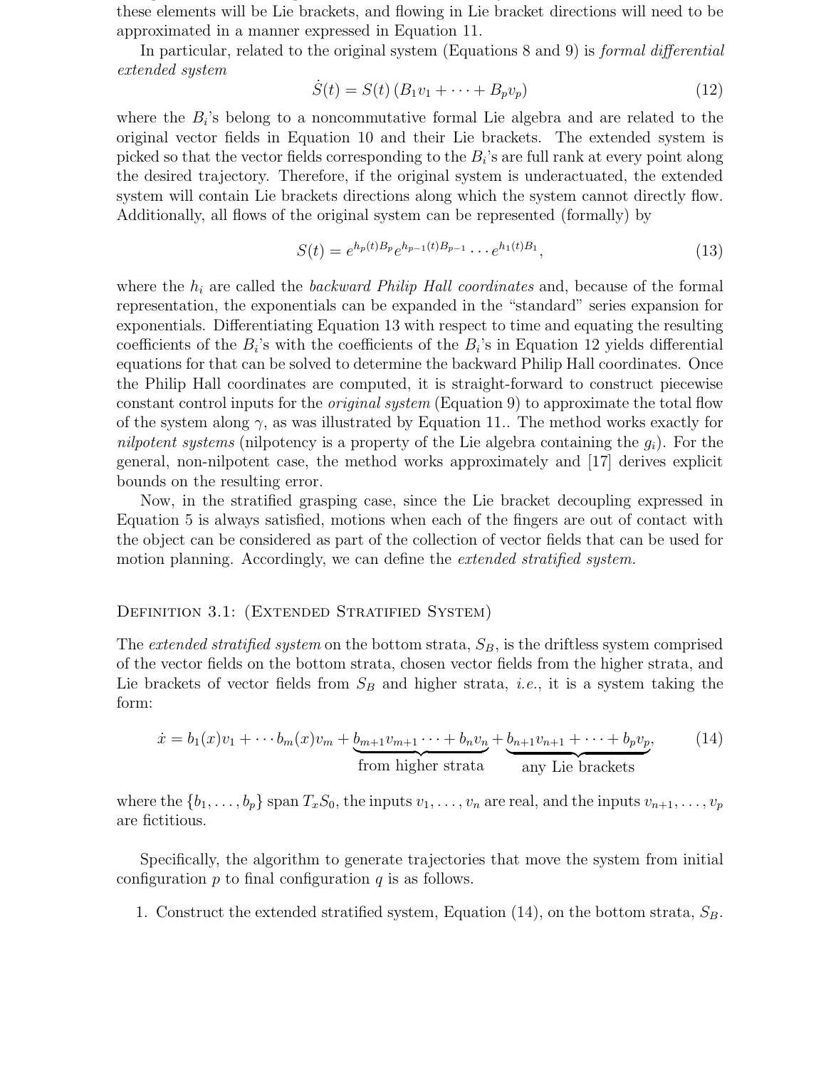these elements will be Lie brackets, and flowing in Lie bracket directions will need to be approximated in a manner expressed in Equation 11.

In particular, related to the original system (Equations 8 and 9) is *formal differential extended system*

$$\dot{S}(t) = S(t)\left(B_1 v_1 + \cdots + B_p v_p\right) \tag{12}$$

where the $B_i$'s belong to a noncommutative formal Lie algebra and are related to the original vector fields in Equation 10 and their Lie brackets. The extended system is picked so that the vector fields corresponding to the $B_i$'s are full rank at every point along the desired trajectory. Therefore, if the original system is underactuated, the extended system will contain Lie brackets directions along which the system cannot directly flow. Additionally, all flows of the original system can be represented (formally) by

$$S(t) = e^{h_p(t)B_p} e^{h_{p-1}(t)B_{p-1}} \cdots e^{h_1(t)B_1}, \tag{13}$$

where the $h_i$ are called the *backward Philip Hall coordinates* and, because of the formal representation, the exponentials can be expanded in the "standard" series expansion for exponentials. Differentiating Equation 13 with respect to time and equating the resulting coefficients of the $B_i$'s with the coefficients of the $B_i$'s in Equation 12 yields differential equations for that can be solved to determine the backward Philip Hall coordinates. Once the Philip Hall coordinates are computed, it is straight-forward to construct piecewise constant control inputs for the *original system* (Equation 9) to approximate the total flow of the system along $\gamma$, as was illustrated by Equation 11.. The method works exactly for *nilpotent systems* (nilpotency is a property of the Lie algebra containing the $g_i$). For the general, non-nilpotent case, the method works approximately and [17] derives explicit bounds on the resulting error.

Now, in the stratified grasping case, since the Lie bracket decoupling expressed in Equation 5 is always satisfied, motions when each of the fingers are out of contact with the object can be considered as part of the collection of vector fields that can be used for motion planning. Accordingly, we can define the *extended stratified system.*

Definition 3.1: (Extended Stratified System)

The *extended stratified system* on the bottom strata, $S_B$, is the driftless system comprised of the vector fields on the bottom strata, chosen vector fields from the higher strata, and Lie brackets of vector fields from $S_B$ and higher strata, *i.e.*, it is a system taking the form:

$$\dot{x} = b_1(x)v_1 + \cdots b_m(x)v_m + \underbrace{b_{m+1}v_{m+1}\cdots + b_n v_n}_{\text{from higher strata}} + \underbrace{b_{n+1}v_{n+1} + \cdots + b_p v_p}_{\text{any Lie brackets}}, \tag{14}$$

where the $\{b_1, \ldots, b_p\}$ span $T_x S_0$, the inputs $v_1, \ldots, v_n$ are real, and the inputs $v_{n+1}, \ldots, v_p$ are fictitious.

Specifically, the algorithm to generate trajectories that move the system from initial configuration $p$ to final configuration $q$ is as follows.

1. Construct the extended stratified system, Equation (14), on the bottom strata, $S_B$.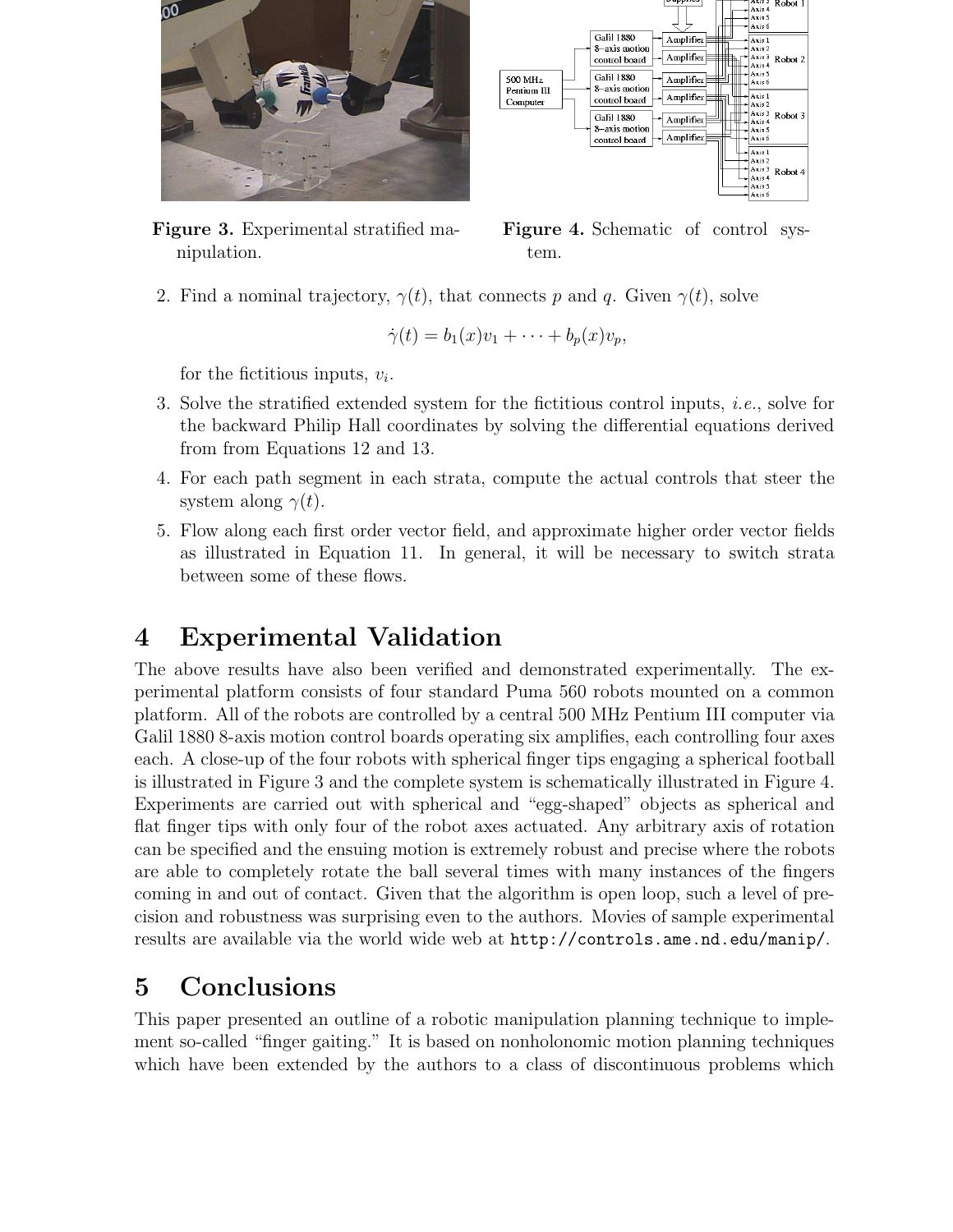**Figure 3.** Experimental stratified manipulation.

**Figure 4.** Schematic of control system.

2. Find a nominal trajectory, $\gamma(t)$, that connects $p$ and $q$. Given $\gamma(t)$, solve

$$\dot{\gamma}(t) = b_1(x)v_1 + \cdots + b_p(x)v_p,$$

for the fictitious inputs, $v_i$.

3. Solve the stratified extended system for the fictitious control inputs, *i.e.*, solve for the backward Philip Hall coordinates by solving the differential equations derived from from Equations 12 and 13.

4. For each path segment in each strata, compute the actual controls that steer the system along $\gamma(t)$.

5. Flow along each first order vector field, and approximate higher order vector fields as illustrated in Equation 11. In general, it will be necessary to switch strata between some of these flows.

# 4 Experimental Validation

The above results have also been verified and demonstrated experimentally. The experimental platform consists of four standard Puma 560 robots mounted on a common platform. All of the robots are controlled by a central 500 MHz Pentium III computer via Galil 1880 8-axis motion control boards operating six amplifies, each controlling four axes each. A close-up of the four robots with spherical finger tips engaging a spherical football is illustrated in Figure 3 and the complete system is schematically illustrated in Figure 4. Experiments are carried out with spherical and "egg-shaped" objects as spherical and flat finger tips with only four of the robot axes actuated. Any arbitrary axis of rotation can be specified and the ensuing motion is extremely robust and precise where the robots are able to completely rotate the ball several times with many instances of the fingers coming in and out of contact. Given that the algorithm is open loop, such a level of precision and robustness was surprising even to the authors. Movies of sample experimental results are available via the world wide web at `http://controls.ame.nd.edu/manip/`.

# 5 Conclusions

This paper presented an outline of a robotic manipulation planning technique to implement so-called "finger gaiting." It is based on nonholonomic motion planning techniques which have been extended by the authors to a class of discontinuous problems which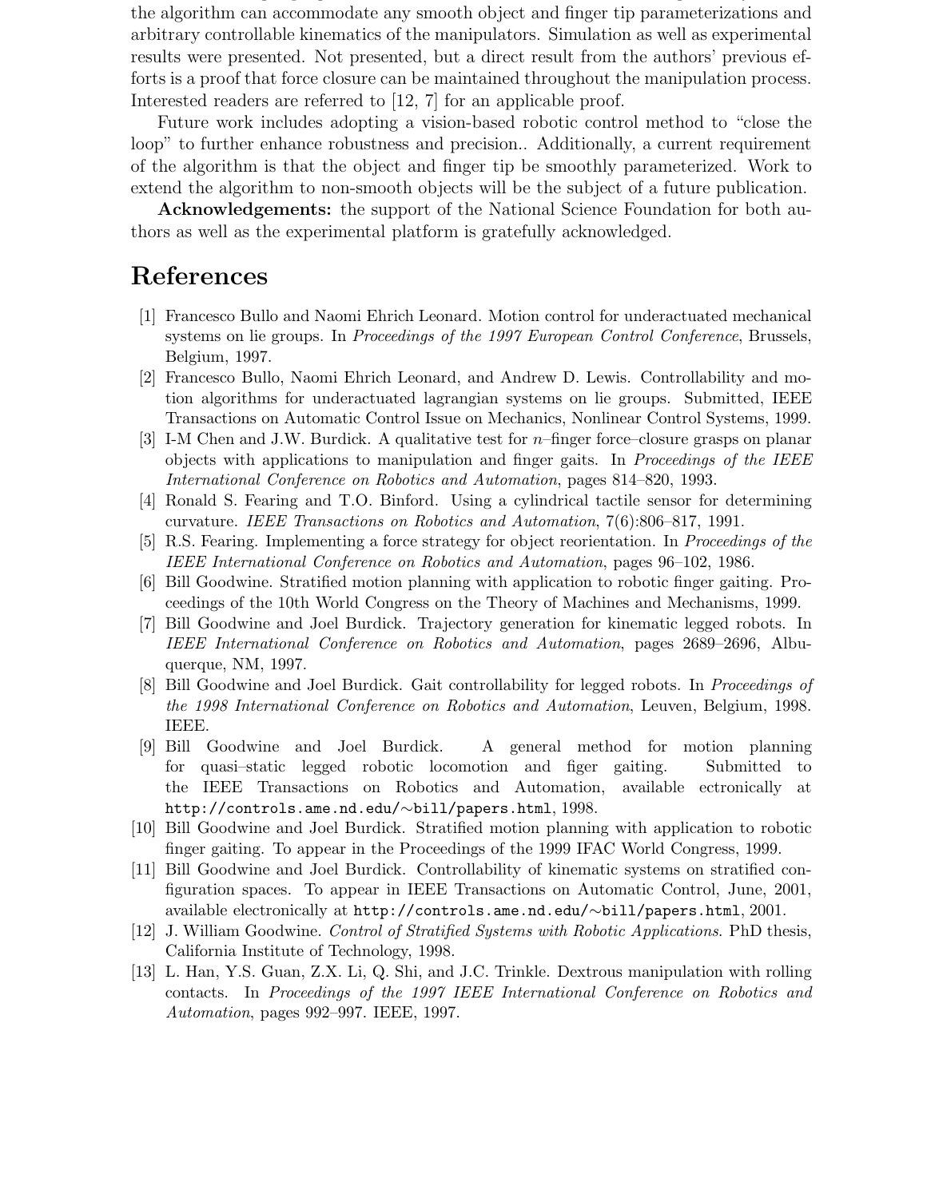the algorithm can accommodate any smooth object and finger tip parameterizations and arbitrary controllable kinematics of the manipulators. Simulation as well as experimental results were presented. Not presented, but a direct result from the authors' previous efforts is a proof that force closure can be maintained throughout the manipulation process. Interested readers are referred to [12, 7] for an applicable proof.

Future work includes adopting a vision-based robotic control method to "close the loop" to further enhance robustness and precision.. Additionally, a current requirement of the algorithm is that the object and finger tip be smoothly parameterized. Work to extend the algorithm to non-smooth objects will be the subject of a future publication.

**Acknowledgements:** the support of the National Science Foundation for both authors as well as the experimental platform is gratefully acknowledged.

# References

[1] Francesco Bullo and Naomi Ehrich Leonard. Motion control for underactuated mechanical systems on lie groups. In *Proceedings of the 1997 European Control Conference*, Brussels, Belgium, 1997.

[2] Francesco Bullo, Naomi Ehrich Leonard, and Andrew D. Lewis. Controllability and motion algorithms for underactuated lagrangian systems on lie groups. Submitted, IEEE Transactions on Automatic Control Issue on Mechanics, Nonlinear Control Systems, 1999.

[3] I-M Chen and J.W. Burdick. A qualitative test for $n$–finger force–closure grasps on planar objects with applications to manipulation and finger gaits. In *Proceedings of the IEEE International Conference on Robotics and Automation*, pages 814–820, 1993.

[4] Ronald S. Fearing and T.O. Binford. Using a cylindrical tactile sensor for determining curvature. *IEEE Transactions on Robotics and Automation*, 7(6):806–817, 1991.

[5] R.S. Fearing. Implementing a force strategy for object reorientation. In *Proceedings of the IEEE International Conference on Robotics and Automation*, pages 96–102, 1986.

[6] Bill Goodwine. Stratified motion planning with application to robotic finger gaiting. Proceedings of the 10th World Congress on the Theory of Machines and Mechanisms, 1999.

[7] Bill Goodwine and Joel Burdick. Trajectory generation for kinematic legged robots. In *IEEE International Conference on Robotics and Automation*, pages 2689–2696, Albuquerque, NM, 1997.

[8] Bill Goodwine and Joel Burdick. Gait controllability for legged robots. In *Proceedings of the 1998 International Conference on Robotics and Automation*, Leuven, Belgium, 1998. IEEE.

[9] Bill Goodwine and Joel Burdick. A general method for motion planning for quasi–static legged robotic locomotion and figer gaiting. Submitted to the IEEE Transactions on Robotics and Automation, available ectronically at `http://controls.ame.nd.edu/~bill/papers.html`, 1998.

[10] Bill Goodwine and Joel Burdick. Stratified motion planning with application to robotic finger gaiting. To appear in the Proceedings of the 1999 IFAC World Congress, 1999.

[11] Bill Goodwine and Joel Burdick. Controllability of kinematic systems on stratified configuration spaces. To appear in IEEE Transactions on Automatic Control, June, 2001, available electronically at `http://controls.ame.nd.edu/~bill/papers.html`, 2001.

[12] J. William Goodwine. *Control of Stratified Systems with Robotic Applications*. PhD thesis, California Institute of Technology, 1998.

[13] L. Han, Y.S. Guan, Z.X. Li, Q. Shi, and J.C. Trinkle. Dextrous manipulation with rolling contacts. In *Proceedings of the 1997 IEEE International Conference on Robotics and Automation*, pages 992–997. IEEE, 1997.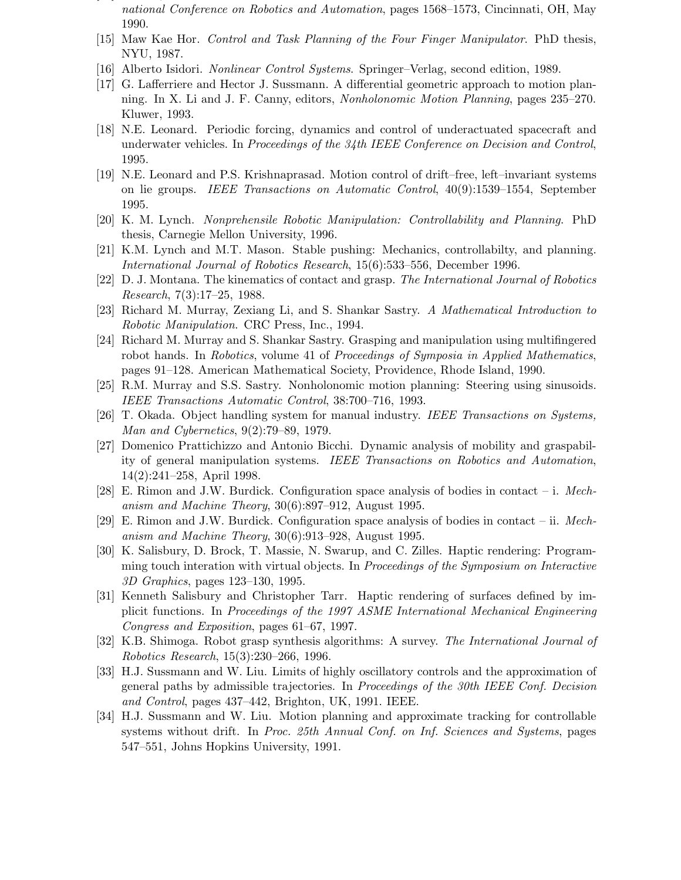national Conference on Robotics and Automation*, pages 1568–1573, Cincinnati, OH, May 1990.

[15] Maw Kae Hor. *Control and Task Planning of the Four Finger Manipulator*. PhD thesis, NYU, 1987.

[16] Alberto Isidori. *Nonlinear Control Systems*. Springer–Verlag, second edition, 1989.

[17] G. Lafferriere and Hector J. Sussmann. A differential geometric approach to motion planning. In X. Li and J. F. Canny, editors, *Nonholonomic Motion Planning*, pages 235–270. Kluwer, 1993.

[18] N.E. Leonard. Periodic forcing, dynamics and control of underactuated spacecraft and underwater vehicles. In *Proceedings of the 34th IEEE Conference on Decision and Control*, 1995.

[19] N.E. Leonard and P.S. Krishnaprasad. Motion control of drift–free, left–invariant systems on lie groups. *IEEE Transactions on Automatic Control*, 40(9):1539–1554, September 1995.

[20] K. M. Lynch. *Nonprehensile Robotic Manipulation: Controllability and Planning*. PhD thesis, Carnegie Mellon University, 1996.

[21] K.M. Lynch and M.T. Mason. Stable pushing: Mechanics, controllabilty, and planning. *International Journal of Robotics Research*, 15(6):533–556, December 1996.

[22] D. J. Montana. The kinematics of contact and grasp. *The International Journal of Robotics Research*, 7(3):17–25, 1988.

[23] Richard M. Murray, Zexiang Li, and S. Shankar Sastry. *A Mathematical Introduction to Robotic Manipulation*. CRC Press, Inc., 1994.

[24] Richard M. Murray and S. Shankar Sastry. Grasping and manipulation using multifingered robot hands. In *Robotics*, volume 41 of *Proceedings of Symposia in Applied Mathematics*, pages 91–128. American Mathematical Society, Providence, Rhode Island, 1990.

[25] R.M. Murray and S.S. Sastry. Nonholonomic motion planning: Steering using sinusoids. *IEEE Transactions Automatic Control*, 38:700–716, 1993.

[26] T. Okada. Object handling system for manual industry. *IEEE Transactions on Systems, Man and Cybernetics*, 9(2):79–89, 1979.

[27] Domenico Prattichizzo and Antonio Bicchi. Dynamic analysis of mobility and graspability of general manipulation systems. *IEEE Transactions on Robotics and Automation*, 14(2):241–258, April 1998.

[28] E. Rimon and J.W. Burdick. Configuration space analysis of bodies in contact – i. *Mechanism and Machine Theory*, 30(6):897–912, August 1995.

[29] E. Rimon and J.W. Burdick. Configuration space analysis of bodies in contact – ii. *Mechanism and Machine Theory*, 30(6):913–928, August 1995.

[30] K. Salisbury, D. Brock, T. Massie, N. Swarup, and C. Zilles. Haptic rendering: Programming touch interation with virtual objects. In *Proceedings of the Symposium on Interactive 3D Graphics*, pages 123–130, 1995.

[31] Kenneth Salisbury and Christopher Tarr. Haptic rendering of surfaces defined by implicit functions. In *Proceedings of the 1997 ASME International Mechanical Engineering Congress and Exposition*, pages 61–67, 1997.

[32] K.B. Shimoga. Robot grasp synthesis algorithms: A survey. *The International Journal of Robotics Research*, 15(3):230–266, 1996.

[33] H.J. Sussmann and W. Liu. Limits of highly oscillatory controls and the approximation of general paths by admissible trajectories. In *Proceedings of the 30th IEEE Conf. Decision and Control*, pages 437–442, Brighton, UK, 1991. IEEE.

[34] H.J. Sussmann and W. Liu. Motion planning and approximate tracking for controllable systems without drift. In *Proc. 25th Annual Conf. on Inf. Sciences and Systems*, pages 547–551, Johns Hopkins University, 1991.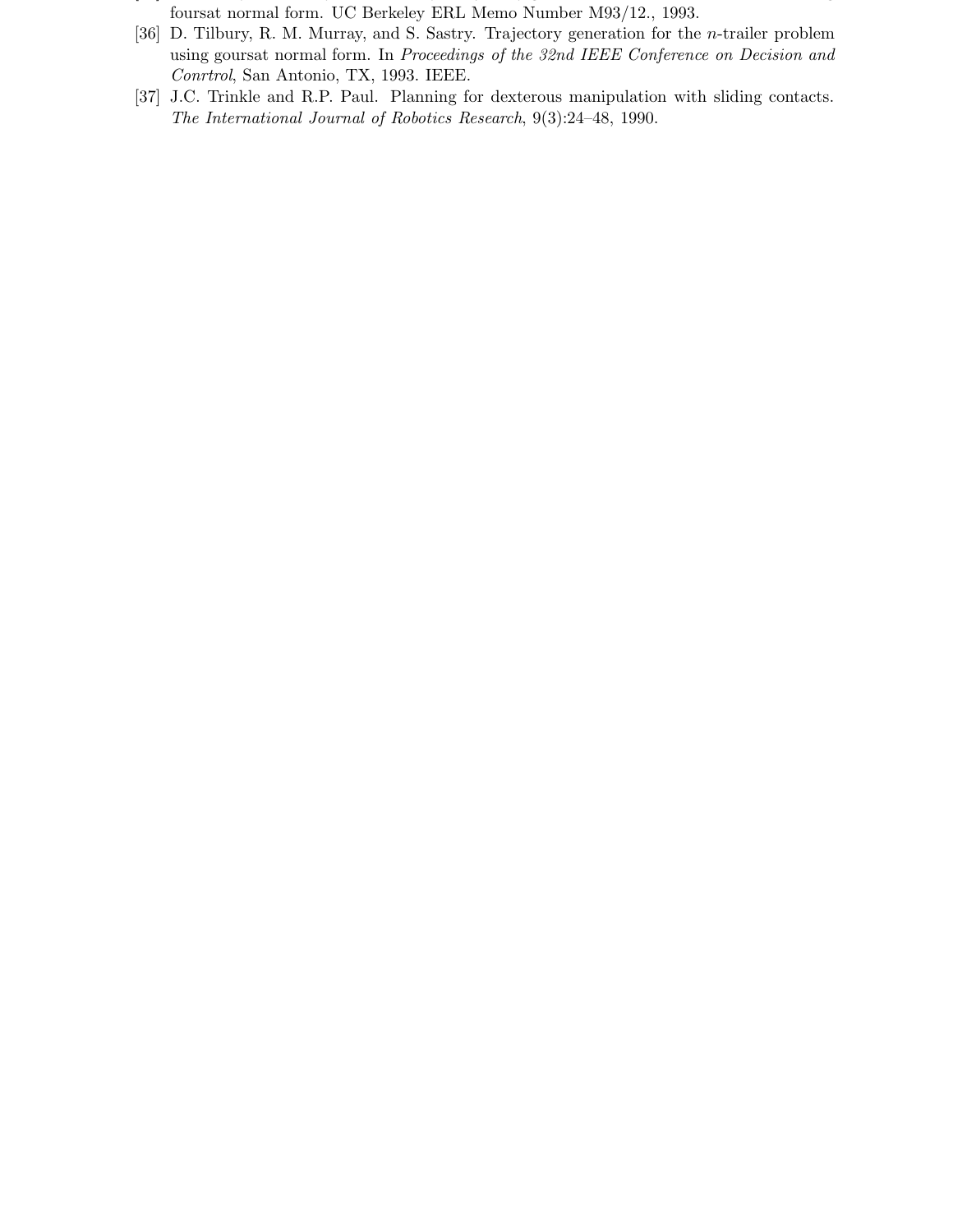foursat normal form. UC Berkeley ERL Memo Number M93/12., 1993.

[36] D. Tilbury, R. M. Murray, and S. Sastry. Trajectory generation for the $n$-trailer problem using goursat normal form. In *Proceedings of the 32nd IEEE Conference on Decision and Conrtrol*, San Antonio, TX, 1993. IEEE.

[37] J.C. Trinkle and R.P. Paul. Planning for dexterous manipulation with sliding contacts. *The International Journal of Robotics Research*, 9(3):24–48, 1990.